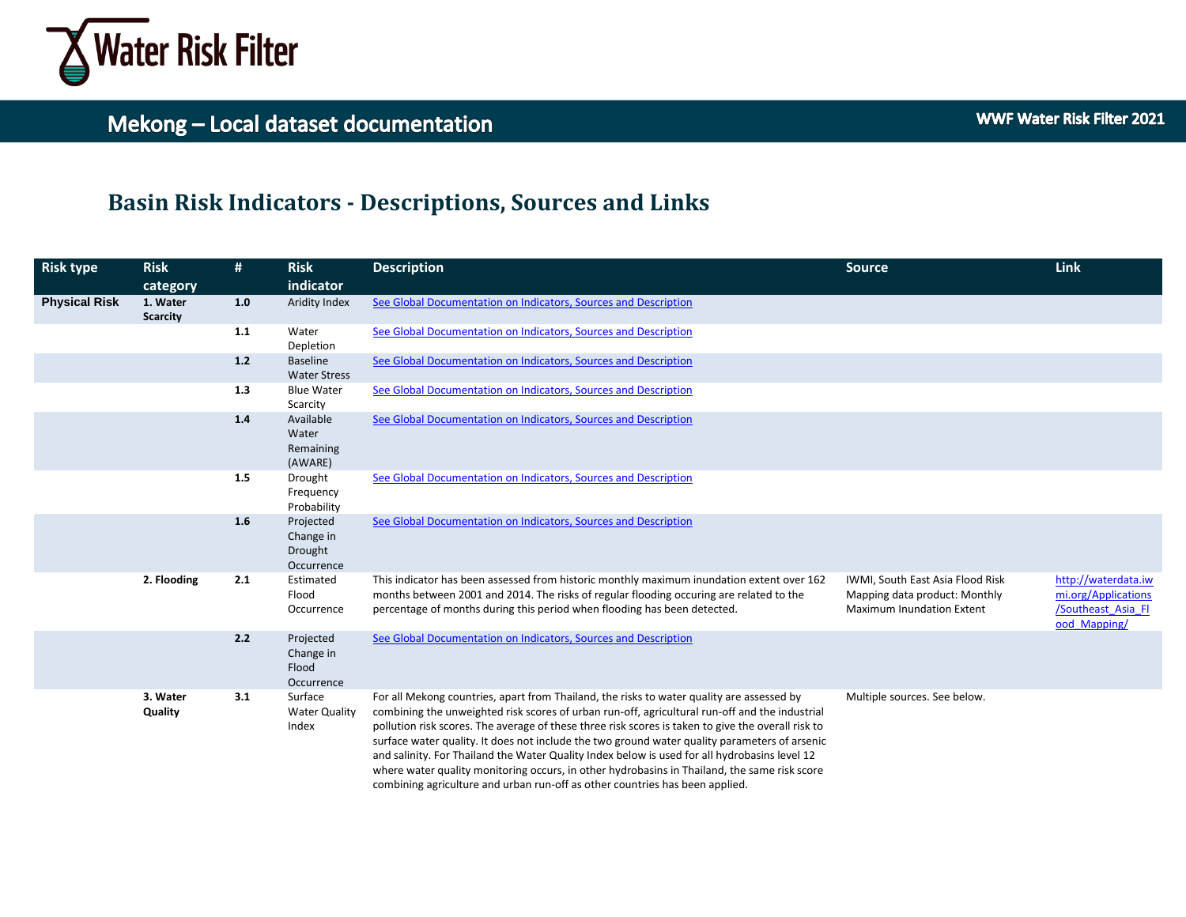# Mekong – Local dataset documentation

**WWF Water Risk Filter 2021**

## Basin Risk Indicators - Descriptions, Sources and Links

| Risk type | Risk category | # | Risk indicator | Description | Source | Link |
|---|---|---|---|---|---|---|
| **Physical Risk** | **1. Water Scarcity** | **1.0** | Aridity Index | See Global Documentation on Indicators, Sources and Description | | |
| | | **1.1** | Water Depletion | See Global Documentation on Indicators, Sources and Description | | |
| | | **1.2** | Baseline Water Stress | See Global Documentation on Indicators, Sources and Description | | |
| | | **1.3** | Blue Water Scarcity | See Global Documentation on Indicators, Sources and Description | | |
| | | **1.4** | Available Water Remaining (AWARE) | See Global Documentation on Indicators, Sources and Description | | |
| | | **1.5** | Drought Frequency Probability | See Global Documentation on Indicators, Sources and Description | | |
| | | **1.6** | Projected Change in Drought Occurrence | See Global Documentation on Indicators, Sources and Description | | |
| | **2. Flooding** | **2.1** | Estimated Flood Occurrence | This indicator has been assessed from historic monthly maximum inundation extent over 162 months between 2001 and 2014. The risks of regular flooding occuring are related to the percentage of months during this period when flooding has been detected. | IWMI, South East Asia Flood Risk Mapping data product: Monthly Maximum Inundation Extent | http://waterdata.iwmi.org/Applications/Southeast_Asia_Flood_Mapping/ |
| | | **2.2** | Projected Change in Flood Occurrence | See Global Documentation on Indicators, Sources and Description | | |
| | **3. Water Quality** | **3.1** | Surface Water Quality Index | For all Mekong countries, apart from Thailand, the risks to water quality are assessed by combining the unweighted risk scores of urban run-off, agricultural run-off and the industrial pollution risk scores. The average of these three risk scores is taken to give the overall risk to surface water quality. It does not include the two ground water quality parameters of arsenic and salinity. For Thailand the Water Quality Index below is used for all hydrobasins level 12 where water quality monitoring occurs, in other hydrobasins in Thailand, the same risk score combining agriculture and urban run-off as other countries has been applied. | Multiple sources. See below. | |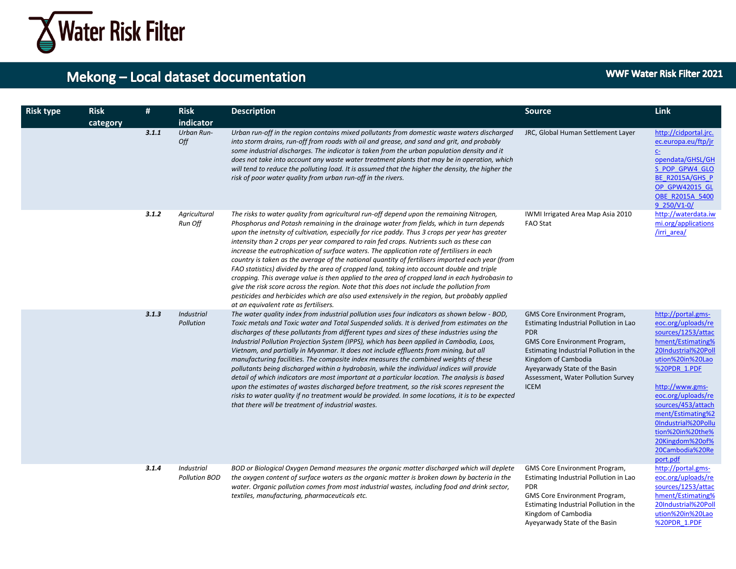| Risk type | Risk category | # | Risk indicator | Description | Source | Link |
|---|---|---|---|---|---|---|
| | | ***3.1.1*** | *Urban Run-Off* | *Urban run-off in the region contains mixed pollutants from domestic waste waters discharged into storm drains, run-off from roads with oil and grease, and sand and grit, and probably some industrial discharges. The indicator is taken from the urban population density and it does not take into account any waste water treatment plants that may be in operation, which will tend to reduce the polluting load. It is assumed that the higher the density, the higher the risk of poor water quality from urban run-off in the rivers.* | JRC, Global Human Settlement Layer | http://cidportal.jrc.ec.europa.eu/ftp/jrc-opendata/GHSL/GHS_POP_GPW4_GLOBE_R2015A/GHS_POP_GPW42015_GLOBE_R2015A_54009_250/V1-0/ |
| | | ***3.1.2*** | *Agricultural Run Off* | *The risks to water quality from agricultural run-off depend upon the remaining Nitrogen, Phosphorus and Potash remaining in the drainage water from fields, which in turn depends upon the inetnsity of cultivation, especially for rice paddy. Thus 3 crops per year has greater intensity than 2 crops per year compared to rain fed crops. Nutrients such as these can increase the eutrophication of surface waters. The application rate of fertilisers in each country is taken as the average of the national quantity of fertilisers imported each year (from FAO statistics) divided by the area of cropped land, taking into account double and triple cropping. This average value is then applied to the area of cropped land in each hydrobasin to give the risk score across the region. Note that this does not include the pollution from pesticides and herbicides which are also used extensively in the region, but probably applied at an equivalent rate as fertilisers.* | IWMI Irrigated Area Map Asia 2010<br>FAO Stat | http://waterdata.iwmi.org/applications/irri_area/ |
| | | ***3.1.3*** | *Industrial Pollution* | *The water quality index from industrial pollution uses four indicators as shown below - BOD, Toxic metals and Toxic water and Total Suspended solids. It is derived from estimates on the discharges of these pollutants from different types and sizes of these industries using the Industrial Pollution Projection System (IPPS), which has been applied in Cambodia, Laos, Vietnam, and partially in Myanmar. It does not include effluents from mining, but all manufacturing facilities. The composite index measures the combined weights of these pollutants being discharged within a hydrobasin, while the individual indices will provide detail of which indicators are most important at a particular location. The analysis is based upon the estimates of wastes discharged before treatment, so the risk scores represent the risks to water quality if no treatment would be provided. In some locations, it is to be expected that there will be treatment of industrial wastes.* | GMS Core Environment Program, Estimating Industrial Pollution in Lao PDR<br>GMS Core Environment Program, Estimating Industrial Pollution in the Kingdom of Cambodia<br>Ayeyarwady State of the Basin Assessment, Water Pollution Survey ICEM | http://portal.gms-eoc.org/uploads/resources/1253/attachment/Estimating%20Industrial%20Pollution%20in%20Lao%20PDR_1.PDF<br><br>http://www.gms-eoc.org/uploads/resources/453/attachment/Estimating%20Industrial%20Pollution%20in%20the%20Kingdom%20of%20Cambodia%20Report.pdf |
| | | ***3.1.4*** | *Industrial Pollution BOD* | *BOD or Biological Oxygen Demand measures the organic matter discharged which will deplete the oxygen content of surface waters as the organic matter is broken down by bacteria in the water. Organic pollution comes from most industrial wastes, including food and drink sector, textiles, manufacturing, pharmaceuticals etc.* | GMS Core Environment Program, Estimating Industrial Pollution in Lao PDR<br>GMS Core Environment Program, Estimating Industrial Pollution in the Kingdom of Cambodia<br>Ayeyarwady State of the Basin | http://portal.gms-eoc.org/uploads/resources/1253/attachment/Estimating%20Industrial%20Pollution%20in%20Lao%20PDR_1.PDF |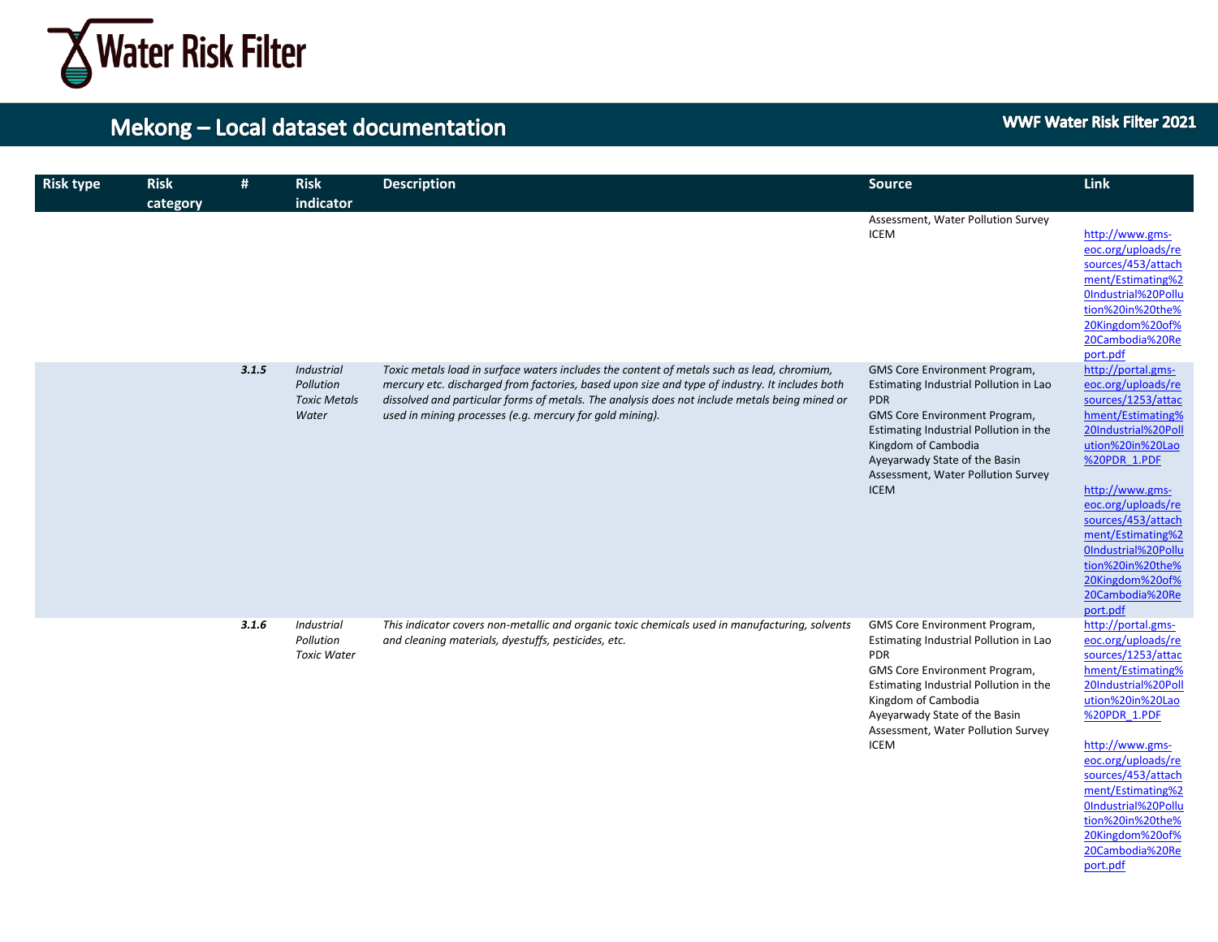| Risk type | Risk category | # | Risk indicator | Description | Source | Link |
|---|---|---|---|---|---|---|
| | | | | | Assessment, Water Pollution Survey<br>ICEM | http://www.gms-eoc.org/uploads/resources/453/attachment/Estimating%20Industrial%20Pollution%20in%20the%20Kingdom%20of%20Cambodia%20Report.pdf |
| | | ***3.1.5*** | *Industrial Pollution Toxic Metals Water* | *Toxic metals load in surface waters includes the content of metals such as lead, chromium, mercury etc. discharged from factories, based upon size and type of industry. It includes both dissolved and particular forms of metals. The analysis does not include metals being mined or used in mining processes (e.g. mercury for gold mining).* | GMS Core Environment Program, Estimating Industrial Pollution in Lao PDR<br>GMS Core Environment Program, Estimating Industrial Pollution in the Kingdom of Cambodia<br>Ayeyarwady State of the Basin Assessment, Water Pollution Survey<br>ICEM | http://portal.gms-eoc.org/uploads/resources/1253/attachment/Estimating%20Industrial%20Pollution%20in%20Lao%20PDR_1.PDF<br><br>http://www.gms-eoc.org/uploads/resources/453/attachment/Estimating%20Industrial%20Pollution%20in%20the%20Kingdom%20of%20Cambodia%20Report.pdf |
| | | ***3.1.6*** | *Industrial Pollution Toxic Water* | *This indicator covers non-metallic and organic toxic chemicals used in manufacturing, solvents and cleaning materials, dyestuffs, pesticides, etc.* | GMS Core Environment Program, Estimating Industrial Pollution in Lao PDR<br>GMS Core Environment Program, Estimating Industrial Pollution in the Kingdom of Cambodia<br>Ayeyarwady State of the Basin Assessment, Water Pollution Survey<br>ICEM | http://portal.gms-eoc.org/uploads/resources/1253/attachment/Estimating%20Industrial%20Pollution%20in%20Lao%20PDR_1.PDF<br><br>http://www.gms-eoc.org/uploads/resources/453/attachment/Estimating%20Industrial%20Pollution%20in%20the%20Kingdom%20of%20Cambodia%20Report.pdf |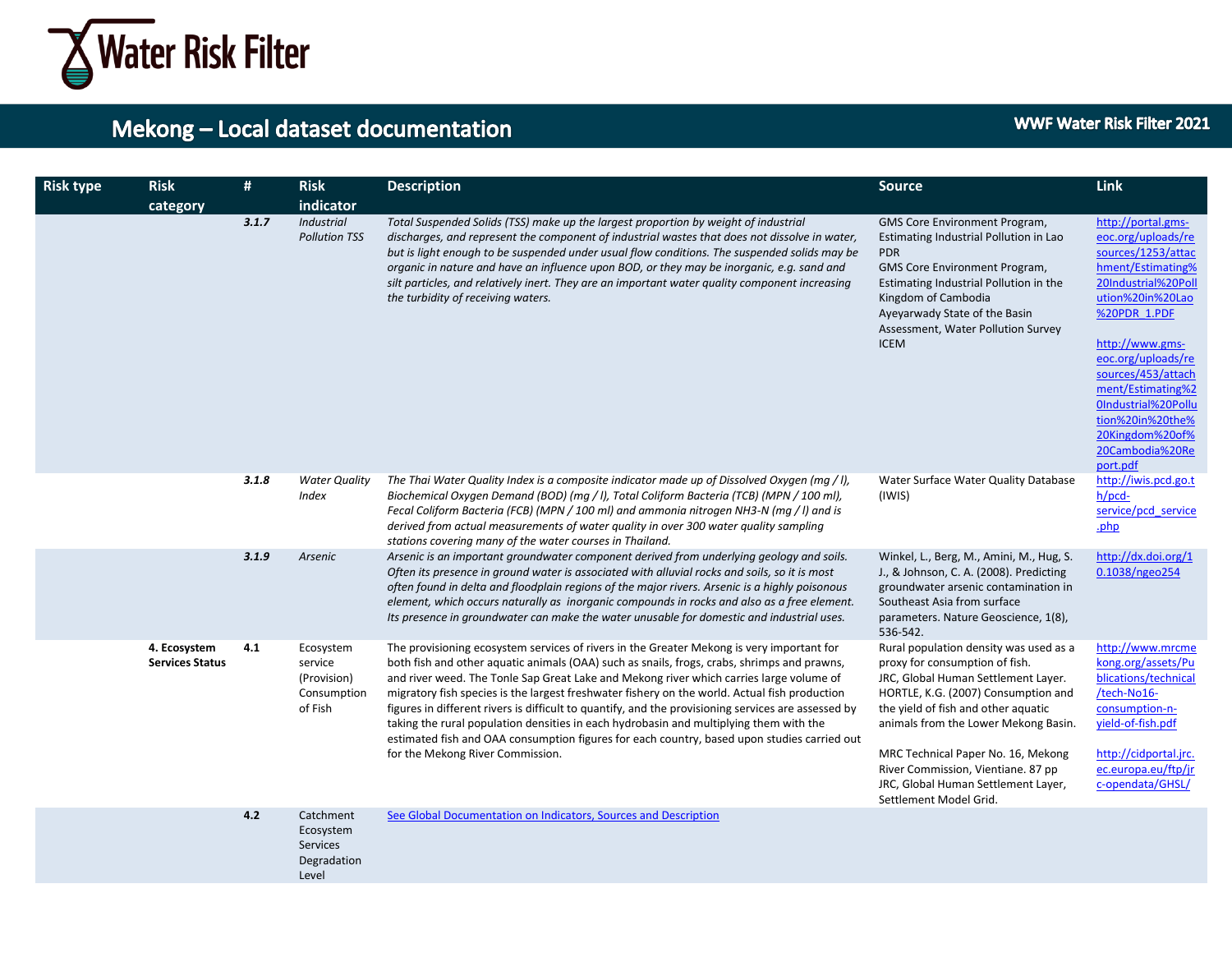## Mekong – Local dataset documentation

| Risk type | Risk category | # | Risk indicator | Description | Source | Link |
|---|---|---|---|---|---|---|
| | | ***3.1.7*** | *Industrial Pollution TSS* | *Total Suspended Solids (TSS) make up the largest proportion by weight of industrial discharges, and represent the component of industrial wastes that does not dissolve in water, but is light enough to be suspended under usual flow conditions. The suspended solids may be organic in nature and have an influence upon BOD, or they may be inorganic, e.g. sand and silt particles, and relatively inert. They are an important water quality component increasing the turbidity of receiving waters.* | GMS Core Environment Program, Estimating Industrial Pollution in Lao PDR<br>GMS Core Environment Program, Estimating Industrial Pollution in the Kingdom of Cambodia<br>Ayeyarwady State of the Basin Assessment, Water Pollution Survey ICEM | http://portal.gms-eoc.org/uploads/resources/1253/attachment/Estimating%20Industrial%20Pollution%20in%20Lao%20PDR_1.PDF<br><br>http://www.gms-eoc.org/uploads/resources/453/attachment/Estimating%20Industrial%20Pollution%20in%20the%20Kingdom%20of%20Cambodia%20Report.pdf |
| | | ***3.1.8*** | *Water Quality Index* | *The Thai Water Quality Index is a composite indicator made up of Dissolved Oxygen (mg / l), Biochemical Oxygen Demand (BOD) (mg / l), Total Coliform Bacteria (TCB) (MPN / 100 ml), Fecal Coliform Bacteria (FCB) (MPN / 100 ml) and ammonia nitrogen $NH_3$-N (mg / l) and is derived from actual measurements of water quality in over 300 water quality sampling stations covering many of the water courses in Thailand.* | Water Surface Water Quality Database (IWIS) | http://iwis.pcd.go.th/pcd-service/pcd_service.php |
| | | ***3.1.9*** | *Arsenic* | *Arsenic is an important groundwater component derived from underlying geology and soils. Often its presence in ground water is associated with alluvial rocks and soils, so it is most often found in delta and floodplain regions of the major rivers. Arsenic is a highly poisonous element, which occurs naturally as inorganic compounds in rocks and also as a free element. Its presence in groundwater can make the water unusable for domestic and industrial uses.* | Winkel, L., Berg, M., Amini, M., Hug, S. J., & Johnson, C. A. (2008). Predicting groundwater arsenic contamination in Southeast Asia from surface parameters. Nature Geoscience, 1(8), 536-542. | http://dx.doi.org/10.1038/ngeo254 |
| | **4. Ecosystem Services Status** | **4.1** | Ecosystem service (Provision) Consumption of Fish | The provisioning ecosystem services of rivers in the Greater Mekong is very important for both fish and other aquatic animals (OAA) such as snails, frogs, crabs, shrimps and prawns, and river weed. The Tonle Sap Great Lake and Mekong river which carries large volume of migratory fish species is the largest freshwater fishery on the world. Actual fish production figures in different rivers is difficult to quantify, and the provisioning services are assessed by taking the rural population densities in each hydrobasin and multiplying them with the estimated fish and OAA consumption figures for each country, based upon studies carried out for the Mekong River Commission. | Rural population density was used as a proxy for consumption of fish.<br>JRC, Global Human Settlement Layer.<br>HORTLE, K.G. (2007) Consumption and the yield of fish and other aquatic animals from the Lower Mekong Basin.<br><br>MRC Technical Paper No. 16, Mekong River Commission, Vientiane. 87 pp<br>JRC, Global Human Settlement Layer, Settlement Model Grid. | http://www.mrcmekong.org/assets/Publications/technical/tech-No16-consumption-n-yield-of-fish.pdf<br><br>http://cidportal.jrc.ec.europa.eu/ftp/jrc-opendata/GHSL/ |
| | | **4.2** | Catchment Ecosystem Services Degradation Level | See Global Documentation on Indicators, Sources and Description | | |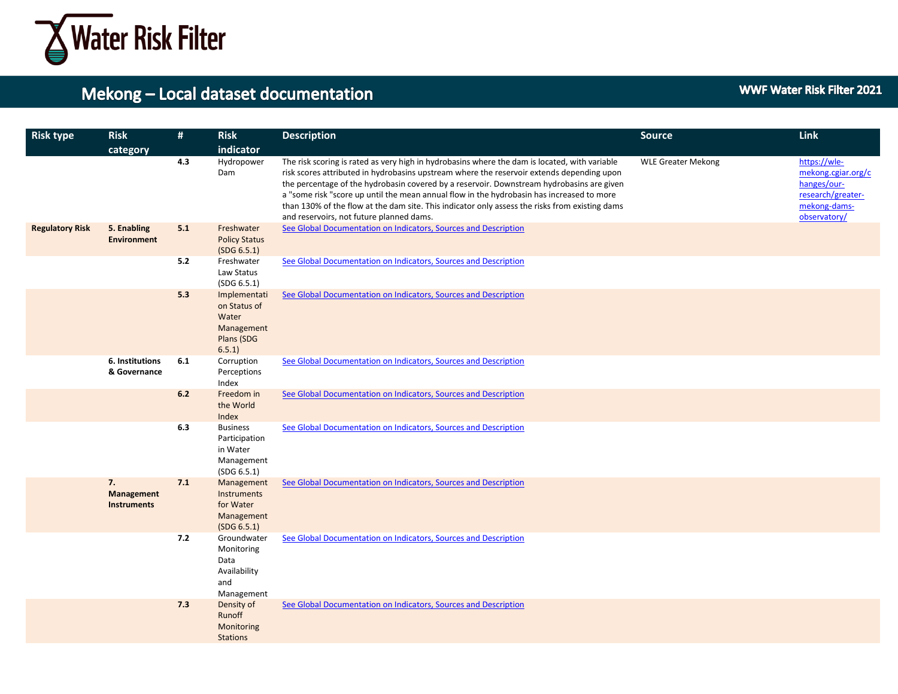# Mekong – Local dataset documentation

WWF Water Risk Filter 2021

| Risk type | Risk category | # | Risk indicator | Description | Source | Link |
|---|---|---|---|---|---|---|
| | | 4.3 | Hydropower Dam | The risk scoring is rated as very high in hydrobasins where the dam is located, with variable risk scores attributed in hydrobasins upstream where the reservoir extends depending upon the percentage of the hydrobasin covered by a reservoir. Downstream hydrobasins are given a "some risk "score up until the mean annual flow in the hydrobasin has increased to more than 130% of the flow at the dam site. This indicator only assess the risks from existing dams and reservoirs, not future planned dams. | WLE Greater Mekong | https://wle-mekong.cgiar.org/changes/our-research/greater-mekong-dams-observatory/ |
| **Regulatory Risk** | **5. Enabling Environment** | 5.1 | Freshwater Policy Status (SDG 6.5.1) | See Global Documentation on Indicators, Sources and Description | | |
| | | 5.2 | Freshwater Law Status (SDG 6.5.1) | See Global Documentation on Indicators, Sources and Description | | |
| | | 5.3 | Implementation Status of Water Management Plans (SDG 6.5.1) | See Global Documentation on Indicators, Sources and Description | | |
| | **6. Institutions & Governance** | 6.1 | Corruption Perceptions Index | See Global Documentation on Indicators, Sources and Description | | |
| | | 6.2 | Freedom in the World Index | See Global Documentation on Indicators, Sources and Description | | |
| | | 6.3 | Business Participation in Water Management (SDG 6.5.1) | See Global Documentation on Indicators, Sources and Description | | |
| | **7. Management Instruments** | 7.1 | Management Instruments for Water Management (SDG 6.5.1) | See Global Documentation on Indicators, Sources and Description | | |
| | | 7.2 | Groundwater Monitoring Data Availability and Management | See Global Documentation on Indicators, Sources and Description | | |
| | | 7.3 | Density of Runoff Monitoring Stations | See Global Documentation on Indicators, Sources and Description | | |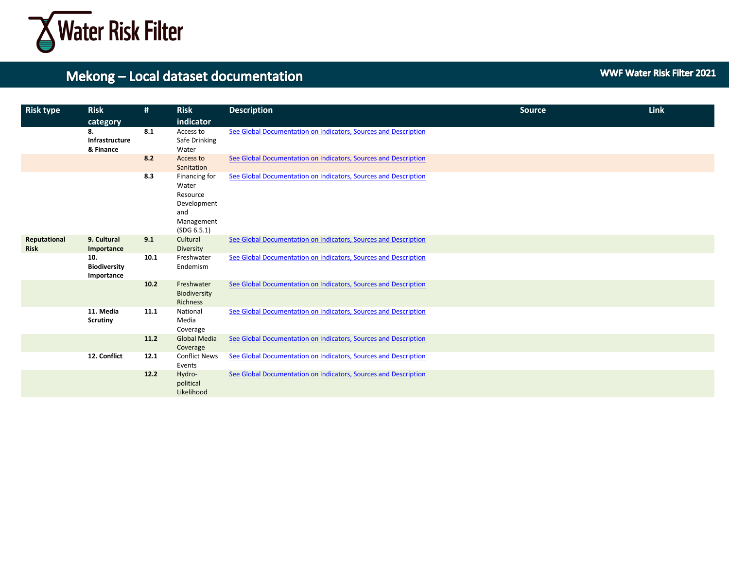# Mekong – Local dataset documentation

| Risk type | Risk category | # | Risk indicator | Description | Source | Link |
|---|---|---|---|---|---|---|
| | **8. Infrastructure & Finance** | **8.1** | Access to Safe Drinking Water | See Global Documentation on Indicators, Sources and Description | | |
| | | **8.2** | Access to Sanitation | See Global Documentation on Indicators, Sources and Description | | |
| | | **8.3** | Financing for Water Resource Development and Management (SDG 6.5.1) | See Global Documentation on Indicators, Sources and Description | | |
| **Reputational Risk** | **9. Cultural Importance** | **9.1** | Cultural Diversity | See Global Documentation on Indicators, Sources and Description | | |
| | **10. Biodiversity Importance** | **10.1** | Freshwater Endemism | See Global Documentation on Indicators, Sources and Description | | |
| | | **10.2** | Freshwater Biodiversity Richness | See Global Documentation on Indicators, Sources and Description | | |
| | **11. Media Scrutiny** | **11.1** | National Media Coverage | See Global Documentation on Indicators, Sources and Description | | |
| | | **11.2** | Global Media Coverage | See Global Documentation on Indicators, Sources and Description | | |
| | **12. Conflict** | **12.1** | Conflict News Events | See Global Documentation on Indicators, Sources and Description | | |
| | | **12.2** | Hydro-political Likelihood | See Global Documentation on Indicators, Sources and Description | | |